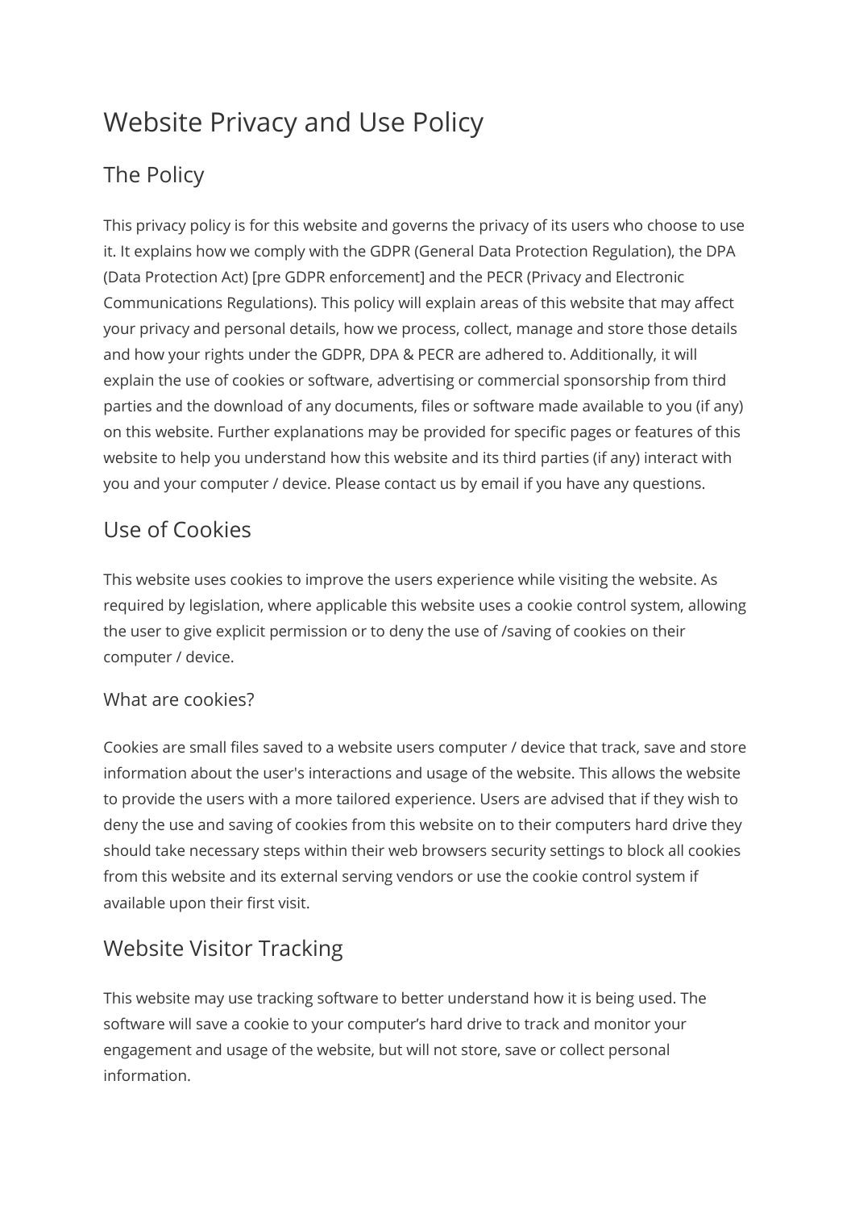# Website Privacy and Use Policy

## The Policy

This privacy policy is for this website and governs the privacy of its users who choose to use it. It explains how we comply with the GDPR (General Data Protection Regulation), the DPA (Data Protection Act) [pre GDPR enforcement] and the PECR (Privacy and Electronic Communications Regulations). This policy will explain areas of this website that may affect your privacy and personal details, how we process, collect, manage and store those details and how your rights under the GDPR, DPA & PECR are adhered to. Additionally, it will explain the use of cookies or software, advertising or commercial sponsorship from third parties and the download of any documents, files or software made available to you (if any) on this website. Further explanations may be provided for specific pages or features of this website to help you understand how this website and its third parties (if any) interact with you and your computer / device. Please contact us by email if you have any questions.

## Use of Cookies

This website uses cookies to improve the users experience while visiting the website. As required by legislation, where applicable this website uses a cookie control system, allowing the user to give explicit permission or to deny the use of /saving of cookies on their computer / device.

### What are cookies?

Cookies are small files saved to a website users computer / device that track, save and store information about the user's interactions and usage of the website. This allows the website to provide the users with a more tailored experience. Users are advised that if they wish to deny the use and saving of cookies from this website on to their computers hard drive they should take necessary steps within their web browsers security settings to block all cookies from this website and its external serving vendors or use the cookie control system if available upon their first visit.

## Website Visitor Tracking

This website may use tracking software to better understand how it is being used. The software will save a cookie to your computer's hard drive to track and monitor your engagement and usage of the website, but will not store, save or collect personal information.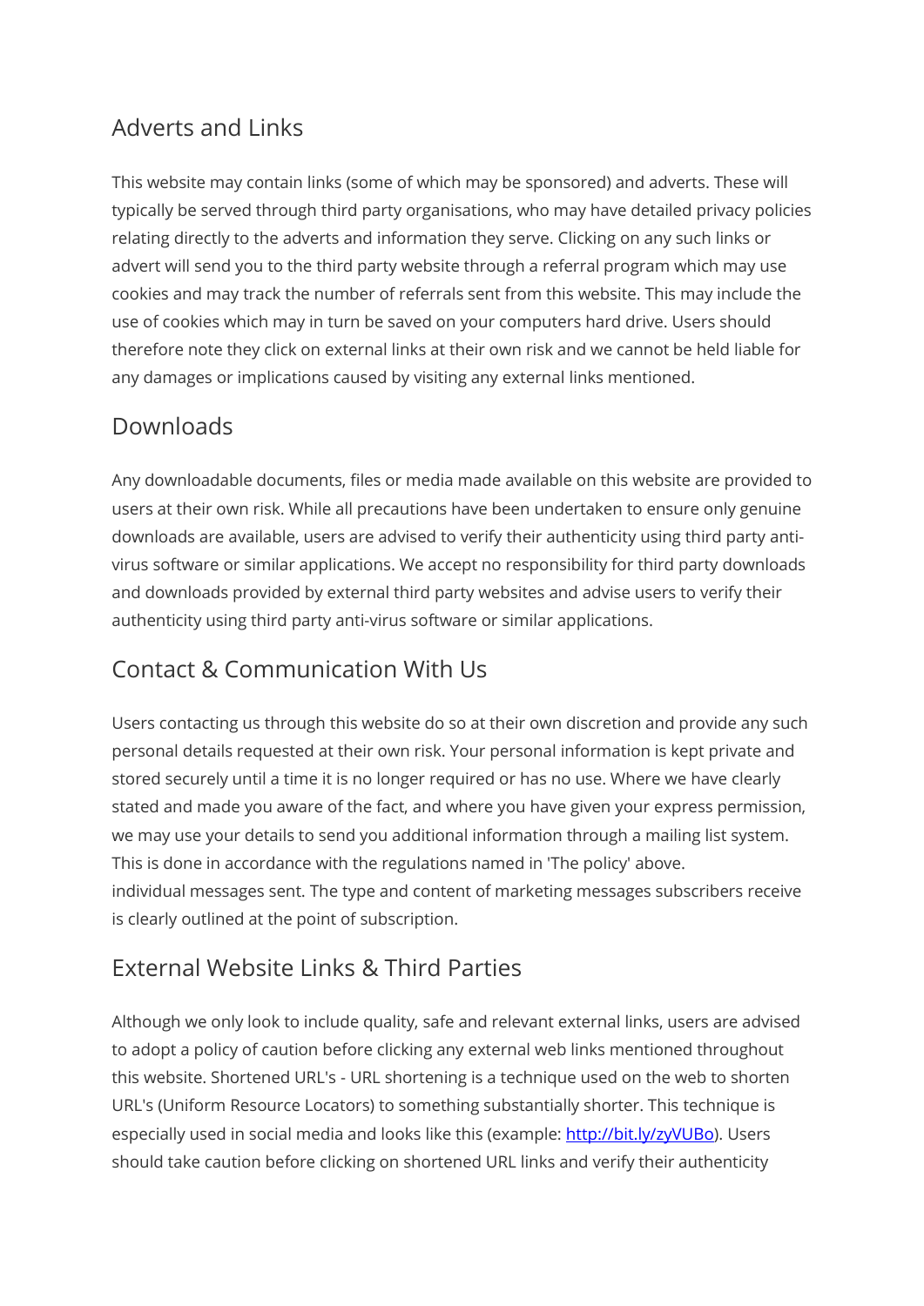## Adverts and Links

This website may contain links (some of which may be sponsored) and adverts. These will typically be served through third party organisations, who may have detailed privacy policies relating directly to the adverts and information they serve. Clicking on any such links or advert will send you to the third party website through a referral program which may use cookies and may track the number of referrals sent from this website. This may include the use of cookies which may in turn be saved on your computers hard drive. Users should therefore note they click on external links at their own risk and we cannot be held liable for any damages or implications caused by visiting any external links mentioned.

## Downloads

Any downloadable documents, files or media made available on this website are provided to users at their own risk. While all precautions have been undertaken to ensure only genuine downloads are available, users are advised to verify their authenticity using third party anti-virus software or similar applications. We accept no responsibility for third party downloads and downloads provided by external third party websites and advise users to verify their authenticity using third party anti-virus software or similar applications.

## Contact & Communication With Us

Users contacting us through this website do so at their own discretion and provide any such personal details requested at their own risk. Your personal information is kept private and stored securely until a time it is no longer required or has no use. Where we have clearly stated and made you aware of the fact, and where you have given your express permission, we may use your details to send you additional information through a mailing list system. This is done in accordance with the regulations named in 'The policy' above.
individual messages sent. The type and content of marketing messages subscribers receive is clearly outlined at the point of subscription.

## External Website Links & Third Parties

Although we only look to include quality, safe and relevant external links, users are advised to adopt a policy of caution before clicking any external web links mentioned throughout this website. Shortened URL's - URL shortening is a technique used on the web to shorten URL's (Uniform Resource Locators) to something substantially shorter. This technique is especially used in social media and looks like this (example: [http://bit.ly/zyVUBo](http://bit.ly/zyVUBo)). Users should take caution before clicking on shortened URL links and verify their authenticity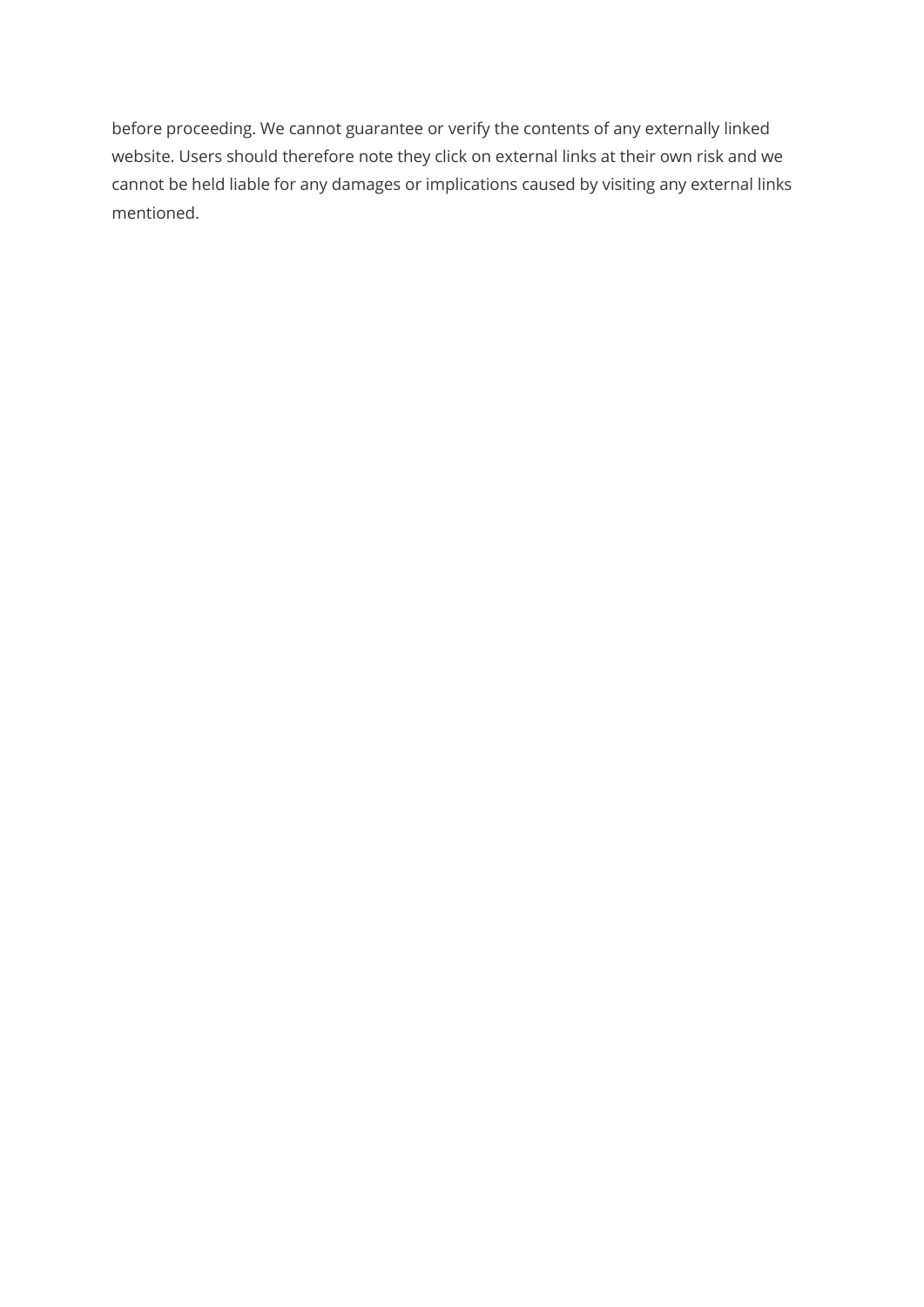before proceeding. We cannot guarantee or verify the contents of any externally linked website. Users should therefore note they click on external links at their own risk and we cannot be held liable for any damages or implications caused by visiting any external links mentioned.